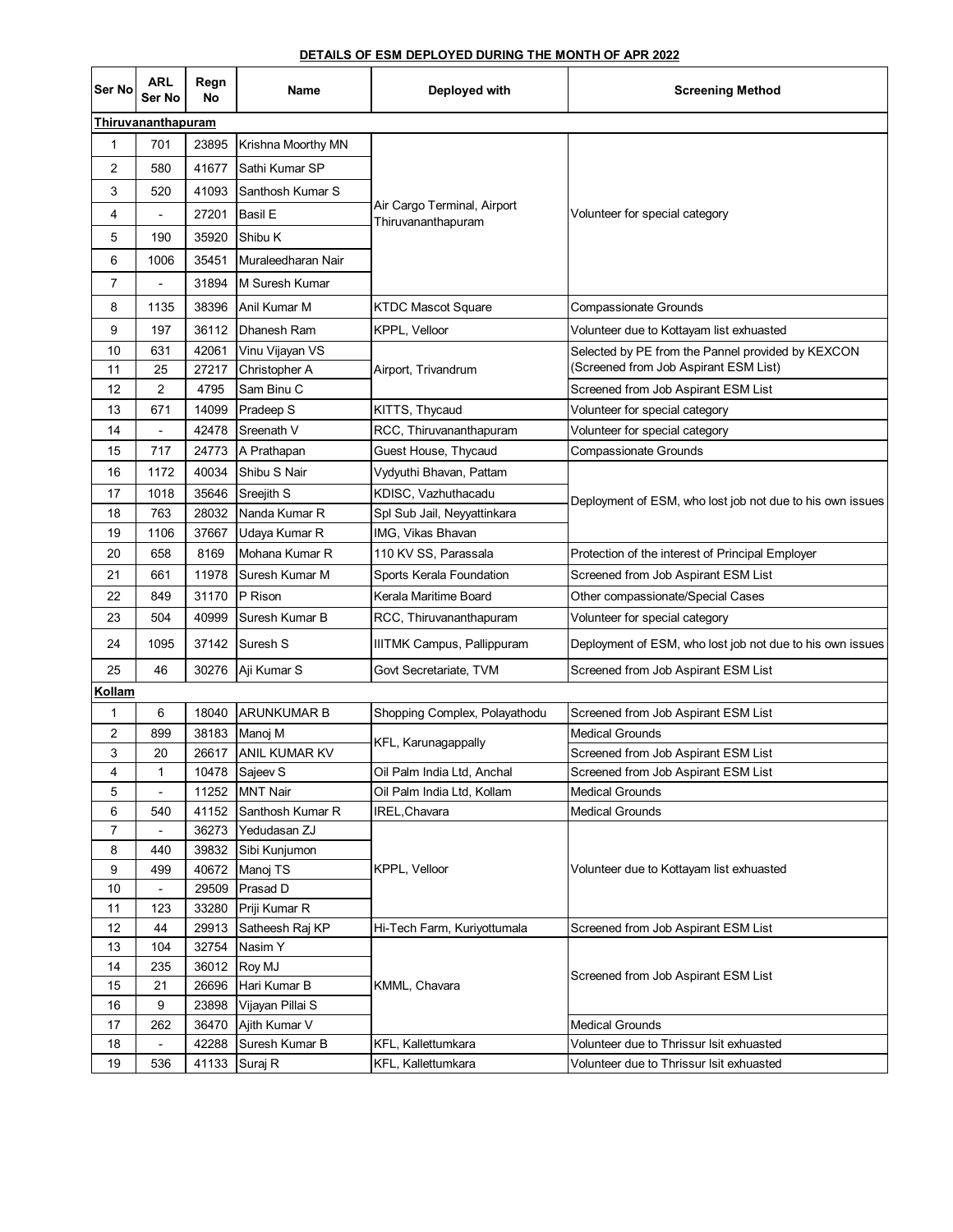**DETAILS OF ESM DEPLOYED DURING THE MONTH OF APR 2022**

| Ser No | ARL Ser No | Regn No | Name | Deployed with | Screening Method |
|---|---|---|---|---|---|
| **Thiruvananthapuram** | | | | | |
| 1 | 701 | 23895 | Krishna Moorthy MN | Air Cargo Terminal, Airport Thiruvananthapuram | Volunteer for special category |
| 2 | 580 | 41677 | Sathi Kumar SP | Air Cargo Terminal, Airport Thiruvananthapuram | Volunteer for special category |
| 3 | 520 | 41093 | Santhosh Kumar S | Air Cargo Terminal, Airport Thiruvananthapuram | Volunteer for special category |
| 4 | - | 27201 | Basil E | Air Cargo Terminal, Airport Thiruvananthapuram | Volunteer for special category |
| 5 | 190 | 35920 | Shibu K | Air Cargo Terminal, Airport Thiruvananthapuram | Volunteer for special category |
| 6 | 1006 | 35451 | Muraleedharan Nair | Air Cargo Terminal, Airport Thiruvananthapuram | Volunteer for special category |
| 7 | - | 31894 | M Suresh Kumar | Air Cargo Terminal, Airport Thiruvananthapuram | Volunteer for special category |
| 8 | 1135 | 38396 | Anil Kumar M | KTDC Mascot Square | Compassionate Grounds |
| 9 | 197 | 36112 | Dhanesh Ram | KPPL, Velloor | Volunteer due to Kottayam list exhuasted |
| 10 | 631 | 42061 | Vinu Vijayan VS | Airport, Trivandrum | Selected by PE from the Pannel provided by KEXCON (Screened from Job Aspirant ESM List) |
| 11 | 25 | 27217 | Christopher A | Airport, Trivandrum | Selected by PE from the Pannel provided by KEXCON (Screened from Job Aspirant ESM List) |
| 12 | 2 | 4795 | Sam Binu C | Airport, Trivandrum | Screened from Job Aspirant ESM List |
| 13 | 671 | 14099 | Pradeep S | KITTS, Thycaud | Volunteer for special category |
| 14 | - | 42478 | Sreenath V | RCC, Thiruvananthapuram | Volunteer for special category |
| 15 | 717 | 24773 | A Prathapan | Guest House, Thycaud | Compassionate Grounds |
| 16 | 1172 | 40034 | Shibu S Nair | Vydyuthi Bhavan, Pattam | Deployment of ESM, who lost job not due to his own issues |
| 17 | 1018 | 35646 | Sreejith S | KDISC, Vazhuthacadu | Deployment of ESM, who lost job not due to his own issues |
| 18 | 763 | 28032 | Nanda Kumar R | Spl Sub Jail, Neyyattinkara | Deployment of ESM, who lost job not due to his own issues |
| 19 | 1106 | 37667 | Udaya Kumar R | IMG, Vikas Bhavan | Deployment of ESM, who lost job not due to his own issues |
| 20 | 658 | 8169 | Mohana Kumar R | 110 KV SS, Parassala | Protection of the interest of Principal Employer |
| 21 | 661 | 11978 | Suresh Kumar M | Sports Kerala Foundation | Screened from Job Aspirant ESM List |
| 22 | 849 | 31170 | P Rison | Kerala Maritime Board | Other compassionate/Special Cases |
| 23 | 504 | 40999 | Suresh Kumar B | RCC, Thiruvananthapuram | Volunteer for special category |
| 24 | 1095 | 37142 | Suresh S | IIITMK Campus, Pallippuram | Deployment of ESM, who lost job not due to his own issues |
| 25 | 46 | 30276 | Aji Kumar S | Govt Secretariate, TVM | Screened from Job Aspirant ESM List |
| **Kollam** | | | | | |
| 1 | 6 | 18040 | ARUNKUMAR B | Shopping Complex, Polayathodu | Screened from Job Aspirant ESM List |
| 2 | 899 | 38183 | Manoj M | KFL, Karunagappally | Medical Grounds |
| 3 | 20 | 26617 | ANIL KUMAR KV | KFL, Karunagappally | Screened from Job Aspirant ESM List |
| 4 | 1 | 10478 | Sajeev S | Oil Palm India Ltd, Anchal | Screened from Job Aspirant ESM List |
| 5 | - | 11252 | MNT Nair | Oil Palm India Ltd, Kollam | Medical Grounds |
| 6 | 540 | 41152 | Santhosh Kumar R | IREL,Chavara | Medical Grounds |
| 7 | - | 36273 | Yedudasan ZJ | KPPL, Velloor | Volunteer due to Kottayam list exhuasted |
| 8 | 440 | 39832 | Sibi Kunjumon | KPPL, Velloor | Volunteer due to Kottayam list exhuasted |
| 9 | 499 | 40672 | Manoj TS | KPPL, Velloor | Volunteer due to Kottayam list exhuasted |
| 10 | - | 29509 | Prasad D | KPPL, Velloor | Volunteer due to Kottayam list exhuasted |
| 11 | 123 | 33280 | Priji Kumar R | KPPL, Velloor | Volunteer due to Kottayam list exhuasted |
| 12 | 44 | 29913 | Satheesh Raj KP | Hi-Tech Farm, Kuriyottumala | Screened from Job Aspirant ESM List |
| 13 | 104 | 32754 | Nasim Y | KMML, Chavara | Screened from Job Aspirant ESM List |
| 14 | 235 | 36012 | Roy MJ | KMML, Chavara | Screened from Job Aspirant ESM List |
| 15 | 21 | 26696 | Hari Kumar B | KMML, Chavara | Screened from Job Aspirant ESM List |
| 16 | 9 | 23898 | Vijayan Pillai S | KMML, Chavara | Screened from Job Aspirant ESM List |
| 17 | 262 | 36470 | Ajith Kumar V | KMML, Chavara | Medical Grounds |
| 18 | - | 42288 | Suresh Kumar B | KFL, Kallettumkara | Volunteer due to Thrissur lsit exhuasted |
| 19 | 536 | 41133 | Suraj R | KFL, Kallettumkara | Volunteer due to Thrissur lsit exhuasted |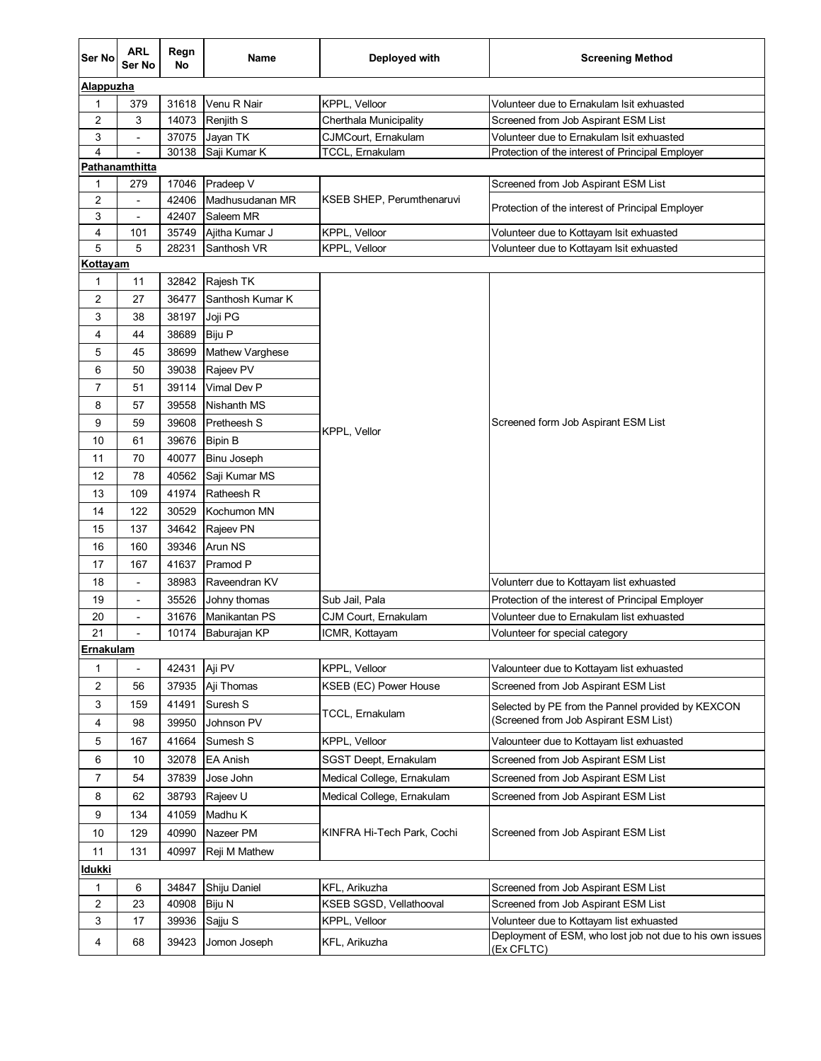| Ser No | ARL Ser No | Regn No | Name | Deployed with | Screening Method |
|---|---|---|---|---|---|
| **Alappuzha** | | | | | |
| 1 | 379 | 31618 | Venu R Nair | KPPL, Velloor | Volunteer due to Ernakulam lsit exhuasted |
| 2 | 3 | 14073 | Renjith S | Cherthala Municipality | Screened from Job Aspirant ESM List |
| 3 | - | 37075 | Jayan TK | CJMCourt, Ernakulam | Volunteer due to Ernakulam lsit exhuasted |
| 4 | - | 30138 | Saji Kumar K | TCCL, Ernakulam | Protection of the interest of Principal Employer |
| **Pathanamthitta** | | | | | |
| 1 | 279 | 17046 | Pradeep V | KSEB SHEP, Perumthenaruvi | Screened from Job Aspirant ESM List |
| 2 | - | 42406 | Madhusudanan MR | KSEB SHEP, Perumthenaruvi | Protection of the interest of Principal Employer |
| 3 | - | 42407 | Saleem MR | KSEB SHEP, Perumthenaruvi | Protection of the interest of Principal Employer |
| 4 | 101 | 35749 | Ajitha Kumar J | KPPL, Velloor | Volunteer due to Kottayam lsit exhuasted |
| 5 | 5 | 28231 | Santhosh VR | KPPL, Velloor | Volunteer due to Kottayam lsit exhuasted |
| **Kottayam** | | | | | |
| 1 | 11 | 32842 | Rajesh TK | KPPL, Vellor | Screened form Job Aspirant ESM List |
| 2 | 27 | 36477 | Santhosh Kumar K | KPPL, Vellor | Screened form Job Aspirant ESM List |
| 3 | 38 | 38197 | Joji PG | KPPL, Vellor | Screened form Job Aspirant ESM List |
| 4 | 44 | 38689 | Biju P | KPPL, Vellor | Screened form Job Aspirant ESM List |
| 5 | 45 | 38699 | Mathew Varghese | KPPL, Vellor | Screened form Job Aspirant ESM List |
| 6 | 50 | 39038 | Rajeev PV | KPPL, Vellor | Screened form Job Aspirant ESM List |
| 7 | 51 | 39114 | Vimal Dev P | KPPL, Vellor | Screened form Job Aspirant ESM List |
| 8 | 57 | 39558 | Nishanth MS | KPPL, Vellor | Screened form Job Aspirant ESM List |
| 9 | 59 | 39608 | Pretheesh S | KPPL, Vellor | Screened form Job Aspirant ESM List |
| 10 | 61 | 39676 | Bipin B | KPPL, Vellor | Screened form Job Aspirant ESM List |
| 11 | 70 | 40077 | Binu Joseph | KPPL, Vellor | Screened form Job Aspirant ESM List |
| 12 | 78 | 40562 | Saji Kumar MS | KPPL, Vellor | Screened form Job Aspirant ESM List |
| 13 | 109 | 41974 | Ratheesh R | KPPL, Vellor | Screened form Job Aspirant ESM List |
| 14 | 122 | 30529 | Kochumon MN | KPPL, Vellor | Screened form Job Aspirant ESM List |
| 15 | 137 | 34642 | Rajeev PN | KPPL, Vellor | Screened form Job Aspirant ESM List |
| 16 | 160 | 39346 | Arun NS | KPPL, Vellor | Screened form Job Aspirant ESM List |
| 17 | 167 | 41637 | Pramod P | KPPL, Vellor | Screened form Job Aspirant ESM List |
| 18 | - | 38983 | Raveendran KV | KPPL, Vellor | Volunterr due to Kottayam list exhuasted |
| 19 | - | 35526 | Johny thomas | Sub Jail, Pala | Protection of the interest of Principal Employer |
| 20 | - | 31676 | Manikantan PS | CJM Court, Ernakulam | Volunteer due to Ernakulam list exhuasted |
| 21 | - | 10174 | Baburajan KP | ICMR, Kottayam | Volunteer for special category |
| **Ernakulam** | | | | | |
| 1 | - | 42431 | Aji PV | KPPL, Velloor | Valounteer due to Kottayam list exhuasted |
| 2 | 56 | 37935 | Aji Thomas | KSEB (EC) Power House | Screened from Job Aspirant ESM List |
| 3 | 159 | 41491 | Suresh S | TCCL, Ernakulam | Selected by PE from the Pannel provided by KEXCON (Screened from Job Aspirant ESM List) |
| 4 | 98 | 39950 | Johnson PV | TCCL, Ernakulam | Selected by PE from the Pannel provided by KEXCON (Screened from Job Aspirant ESM List) |
| 5 | 167 | 41664 | Sumesh S | KPPL, Velloor | Valounteer due to Kottayam list exhuasted |
| 6 | 10 | 32078 | EA Anish | SGST Deept, Ernakulam | Screened from Job Aspirant ESM List |
| 7 | 54 | 37839 | Jose John | Medical College, Ernakulam | Screened from Job Aspirant ESM List |
| 8 | 62 | 38793 | Rajeev U | Medical College, Ernakulam | Screened from Job Aspirant ESM List |
| 9 | 134 | 41059 | Madhu K | KINFRA Hi-Tech Park, Cochi | Screened from Job Aspirant ESM List |
| 10 | 129 | 40990 | Nazeer PM | KINFRA Hi-Tech Park, Cochi | Screened from Job Aspirant ESM List |
| 11 | 131 | 40997 | Reji M Mathew | KINFRA Hi-Tech Park, Cochi | Screened from Job Aspirant ESM List |
| **Idukki** | | | | | |
| 1 | 6 | 34847 | Shiju Daniel | KFL, Arikuzha | Screened from Job Aspirant ESM List |
| 2 | 23 | 40908 | Biju N | KSEB SGSD, Vellathooval | Screened from Job Aspirant ESM List |
| 3 | 17 | 39936 | Sajju S | KPPL, Velloor | Volunteer due to Kottayam list exhuasted |
| 4 | 68 | 39423 | Jomon Joseph | KFL, Arikuzha | Deployment of ESM, who lost job not due to his own issues (Ex CFLTC) |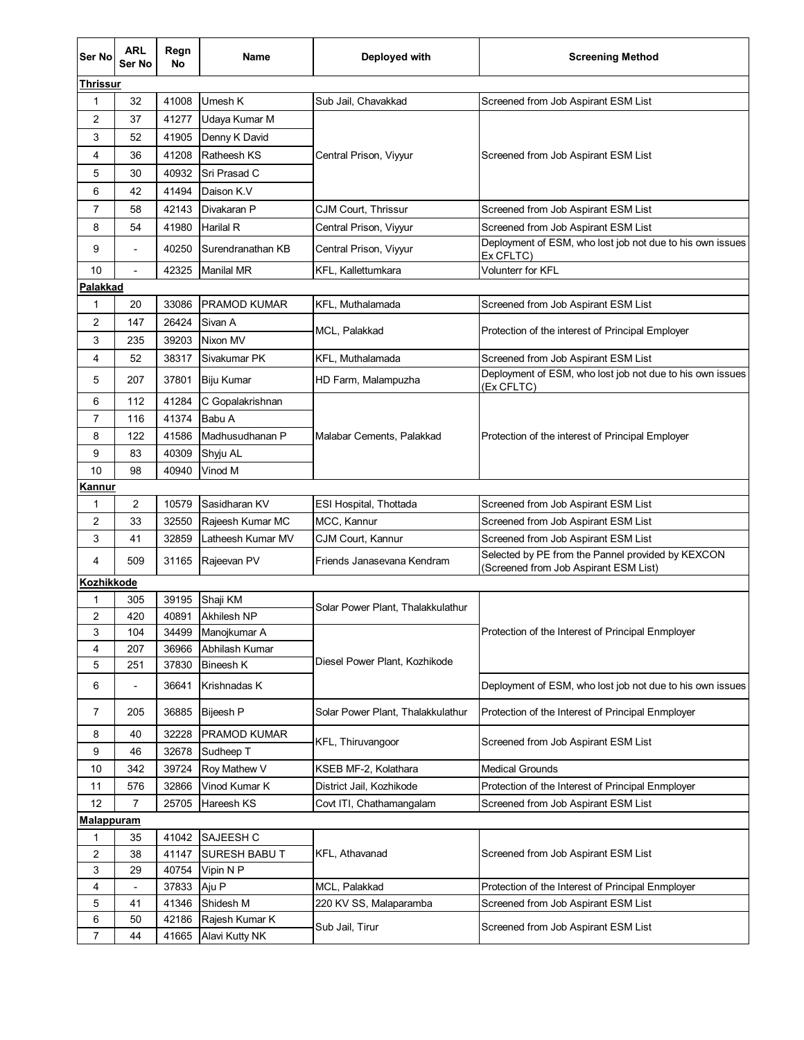| Ser No | ARL Ser No | Regn No | Name | Deployed with | Screening Method |
|---|---|---|---|---|---|
| **Thrissur** | | | | | |
| 1 | 32 | 41008 | Umesh K | Sub Jail, Chavakkad | Screened from Job Aspirant ESM List |
| 2 | 37 | 41277 | Udaya Kumar M | Central Prison, Viyyur | Screened from Job Aspirant ESM List |
| 3 | 52 | 41905 | Denny K David | | |
| 4 | 36 | 41208 | Ratheesh KS | | |
| 5 | 30 | 40932 | Sri Prasad C | | |
| 6 | 42 | 41494 | Daison K.V | | |
| 7 | 58 | 42143 | Divakaran P | CJM Court, Thrissur | Screened from Job Aspirant ESM List |
| 8 | 54 | 41980 | Harilal R | Central Prison, Viyyur | Screened from Job Aspirant ESM List |
| 9 | - | 40250 | Surendranathan KB | Central Prison, Viyyur | Deployment of ESM, who lost job not due to his own issues Ex CFLTC) |
| 10 | - | 42325 | Manilal MR | KFL, Kallettumkara | Volunterr for KFL |
| **Palakkad** | | | | | |
| 1 | 20 | 33086 | PRAMOD KUMAR | KFL, Muthalamada | Screened from Job Aspirant ESM List |
| 2 | 147 | 26424 | Sivan A | MCL, Palakkad | Protection of the interest of Principal Employer |
| 3 | 235 | 39203 | Nixon MV | | |
| 4 | 52 | 38317 | Sivakumar PK | KFL, Muthalamada | Screened from Job Aspirant ESM List |
| 5 | 207 | 37801 | Biju Kumar | HD Farm, Malampuzha | Deployment of ESM, who lost job not due to his own issues (Ex CFLTC) |
| 6 | 112 | 41284 | C Gopalakrishnan | Malabar Cements, Palakkad | Protection of the interest of Principal Employer |
| 7 | 116 | 41374 | Babu A | | |
| 8 | 122 | 41586 | Madhusudhanan P | | |
| 9 | 83 | 40309 | Shyju AL | | |
| 10 | 98 | 40940 | Vinod M | | |
| **Kannur** | | | | | |
| 1 | 2 | 10579 | Sasidharan KV | ESI Hospital, Thottada | Screened from Job Aspirant ESM List |
| 2 | 33 | 32550 | Rajeesh Kumar MC | MCC, Kannur | Screened from Job Aspirant ESM List |
| 3 | 41 | 32859 | Latheesh Kumar MV | CJM Court, Kannur | Screened from Job Aspirant ESM List |
| 4 | 509 | 31165 | Rajeevan PV | Friends Janasevana Kendram | Selected by PE from the Pannel provided by KEXCON (Screened from Job Aspirant ESM List) |
| **Kozhikkode** | | | | | |
| 1 | 305 | 39195 | Shaji KM | Solar Power Plant, Thalakkulathur | Protection of the Interest of Principal Enmployer |
| 2 | 420 | 40891 | Akhilesh NP | | |
| 3 | 104 | 34499 | Manojkumar A | Diesel Power Plant, Kozhikode | |
| 4 | 207 | 36966 | Abhilash Kumar | | |
| 5 | 251 | 37830 | Bineesh K | | |
| 6 | - | 36641 | Krishnadas K | | Deployment of ESM, who lost job not due to his own issues |
| 7 | 205 | 36885 | Bijeesh P | Solar Power Plant, Thalakkulathur | Protection of the Interest of Principal Enmployer |
| 8 | 40 | 32228 | PRAMOD KUMAR | KFL, Thiruvangoor | Screened from Job Aspirant ESM List |
| 9 | 46 | 32678 | Sudheep T | | |
| 10 | 342 | 39724 | Roy Mathew V | KSEB MF-2, Kolathara | Medical Grounds |
| 11 | 576 | 32866 | Vinod Kumar K | District Jail, Kozhikode | Protection of the Interest of Principal Enmployer |
| 12 | 7 | 25705 | Hareesh KS | Covt ITI, Chathamangalam | Screened from Job Aspirant ESM List |
| **Malappuram** | | | | | |
| 1 | 35 | 41042 | SAJEESH C | KFL, Athavanad | Screened from Job Aspirant ESM List |
| 2 | 38 | 41147 | SURESH BABU T | | |
| 3 | 29 | 40754 | Vipin N P | | |
| 4 | - | 37833 | Aju P | MCL, Palakkad | Protection of the Interest of Principal Enmployer |
| 5 | 41 | 41346 | Shidesh M | 220 KV SS, Malaparamba | Screened from Job Aspirant ESM List |
| 6 | 50 | 42186 | Rajesh Kumar K | Sub Jail, Tirur | Screened from Job Aspirant ESM List |
| 7 | 44 | 41665 | Alavi Kutty NK | | |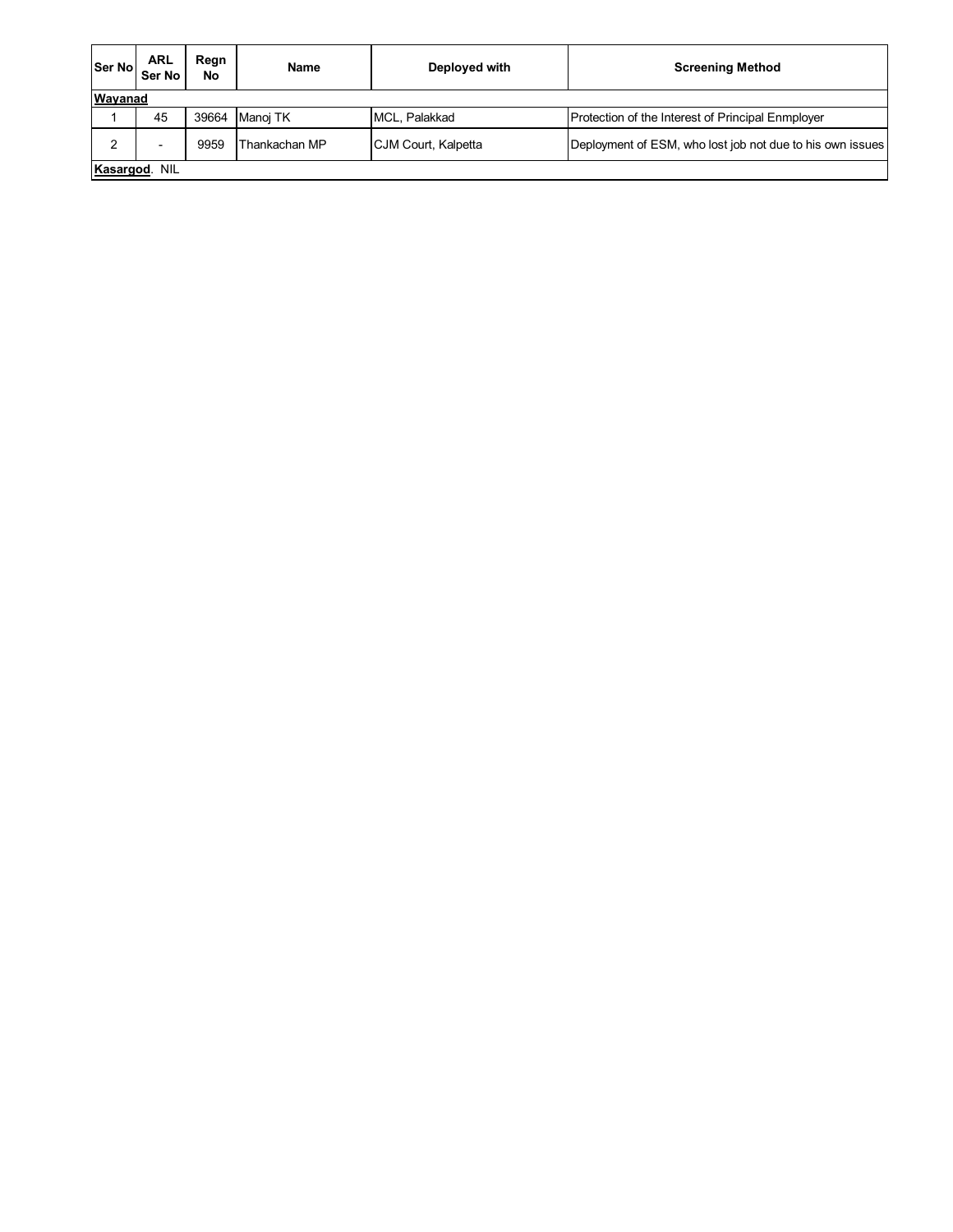| Ser No | ARL Ser No | Regn No | Name | Deployed with | Screening Method |
|---|---|---|---|---|---|
| **Wayanad** | | | | | |
| 1 | 45 | 39664 | Manoj TK | MCL, Palakkad | Protection of the Interest of Principal Enmployer |
| 2 | - | 9959 | Thankachan MP | CJM Court, Kalpetta | Deployment of ESM, who lost job not due to his own issues |
| **Kasargod**. NIL | | | | | |